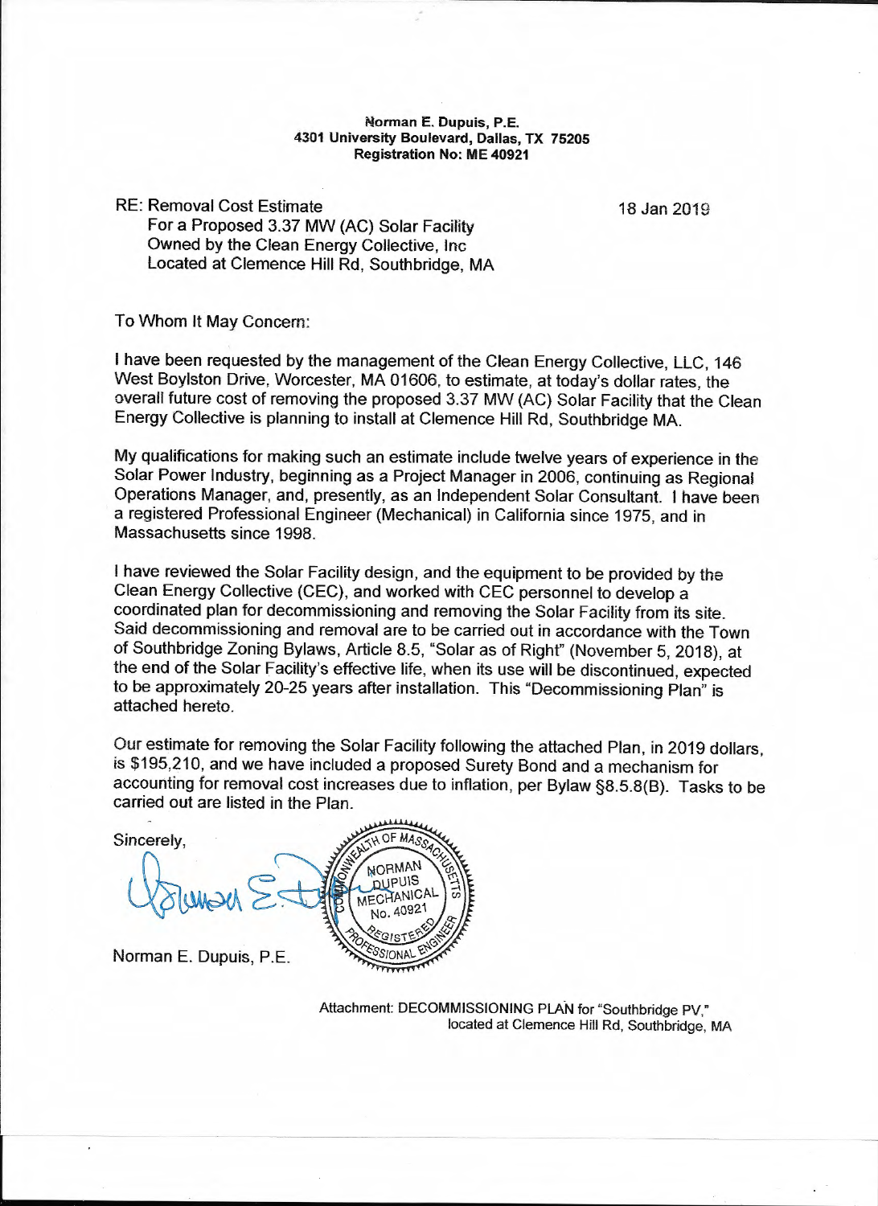**Norman E. Dupuis, P.E.**
**4301 University Boulevard, Dallas, TX 75205**
**Registration No: ME 40921**

RE: Removal Cost Estimate
For a Proposed 3.37 MW (AC) Solar Facility
Owned by the Clean Energy Collective, Inc
Located at Clemence Hill Rd, Southbridge, MA

18 Jan 2019

To Whom It May Concern:

I have been requested by the management of the Clean Energy Collective, LLC, 146 West Boylston Drive, Worcester, MA 01606, to estimate, at today's dollar rates, the overall future cost of removing the proposed 3.37 MW (AC) Solar Facility that the Clean Energy Collective is planning to install at Clemence Hill Rd, Southbridge MA.

My qualifications for making such an estimate include twelve years of experience in the Solar Power Industry, beginning as a Project Manager in 2006, continuing as Regional Operations Manager, and, presently, as an Independent Solar Consultant. I have been a registered Professional Engineer (Mechanical) in California since 1975, and in Massachusetts since 1998.

I have reviewed the Solar Facility design, and the equipment to be provided by the Clean Energy Collective (CEC), and worked with CEC personnel to develop a coordinated plan for decommissioning and removing the Solar Facility from its site. Said decommissioning and removal are to be carried out in accordance with the Town of Southbridge Zoning Bylaws, Article 8.5, "Solar as of Right" (November 5, 2018), at the end of the Solar Facility's effective life, when its use will be discontinued, expected to be approximately 20-25 years after installation. This "Decommissioning Plan" is attached hereto.

Our estimate for removing the Solar Facility following the attached Plan, in 2019 dollars, is $195,210, and we have included a proposed Surety Bond and a mechanism for accounting for removal cost increases due to inflation, per Bylaw §8.5.8(B). Tasks to be carried out are listed in the Plan.

Sincerely,

Norman E. Dupuis, P.E.

COMMONWEALTH OF MASSACHUSETTS
NORMAN DUPUIS
MECHANICAL
No. 40921
REGISTERED PROFESSIONAL ENGINEER

Attachment: DECOMMISSIONING PLAN for "Southbridge PV," located at Clemence Hill Rd, Southbridge, MA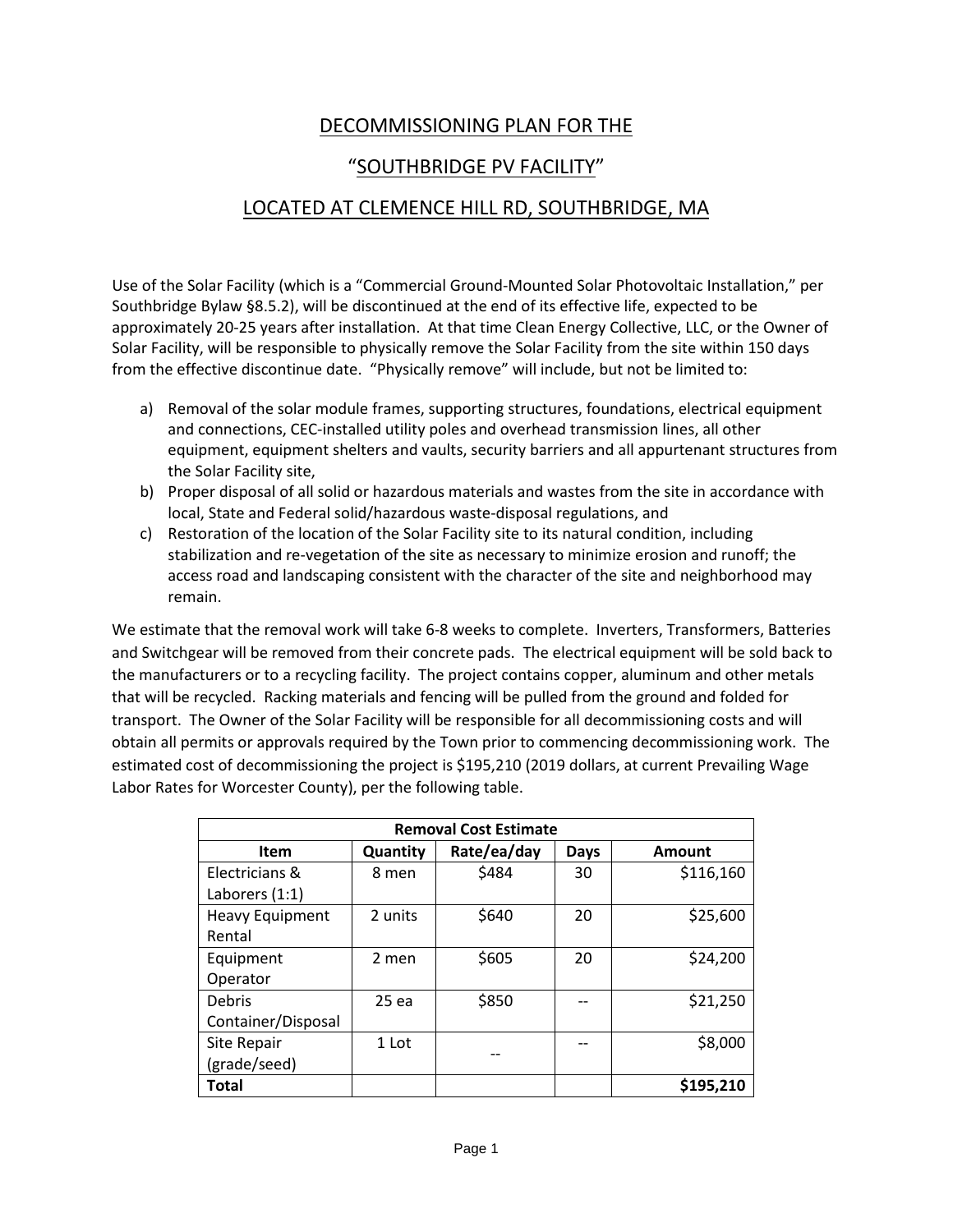# DECOMMISSIONING PLAN FOR THE

# "SOUTHBRIDGE PV FACILITY"

# LOCATED AT CLEMENCE HILL RD, SOUTHBRIDGE, MA

Use of the Solar Facility (which is a "Commercial Ground-Mounted Solar Photovoltaic Installation," per Southbridge Bylaw §8.5.2), will be discontinued at the end of its effective life, expected to be approximately 20-25 years after installation. At that time Clean Energy Collective, LLC, or the Owner of Solar Facility, will be responsible to physically remove the Solar Facility from the site within 150 days from the effective discontinue date. "Physically remove" will include, but not be limited to:

a) Removal of the solar module frames, supporting structures, foundations, electrical equipment and connections, CEC-installed utility poles and overhead transmission lines, all other equipment, equipment shelters and vaults, security barriers and all appurtenant structures from the Solar Facility site,
b) Proper disposal of all solid or hazardous materials and wastes from the site in accordance with local, State and Federal solid/hazardous waste-disposal regulations, and
c) Restoration of the location of the Solar Facility site to its natural condition, including stabilization and re-vegetation of the site as necessary to minimize erosion and runoff; the access road and landscaping consistent with the character of the site and neighborhood may remain.

We estimate that the removal work will take 6-8 weeks to complete. Inverters, Transformers, Batteries and Switchgear will be removed from their concrete pads. The electrical equipment will be sold back to the manufacturers or to a recycling facility. The project contains copper, aluminum and other metals that will be recycled. Racking materials and fencing will be pulled from the ground and folded for transport. The Owner of the Solar Facility will be responsible for all decommissioning costs and will obtain all permits or approvals required by the Town prior to commencing decommissioning work. The estimated cost of decommissioning the project is $195,210 (2019 dollars, at current Prevailing Wage Labor Rates for Worcester County), per the following table.

| **Removal Cost Estimate** | | | | |
|---|---|---|---|---|
| **Item** | **Quantity** | **Rate/ea/day** | **Days** | **Amount** |
| Electricians & Laborers (1:1) | 8 men | $484 | 30 | $116,160 |
| Heavy Equipment Rental | 2 units | $640 | 20 | $25,600 |
| Equipment Operator | 2 men | $605 | 20 | $24,200 |
| Debris Container/Disposal | 25 ea | $850 | -- | $21,250 |
| Site Repair (grade/seed) | 1 Lot | -- | -- | $8,000 |
| **Total** | | | | **$195,210** |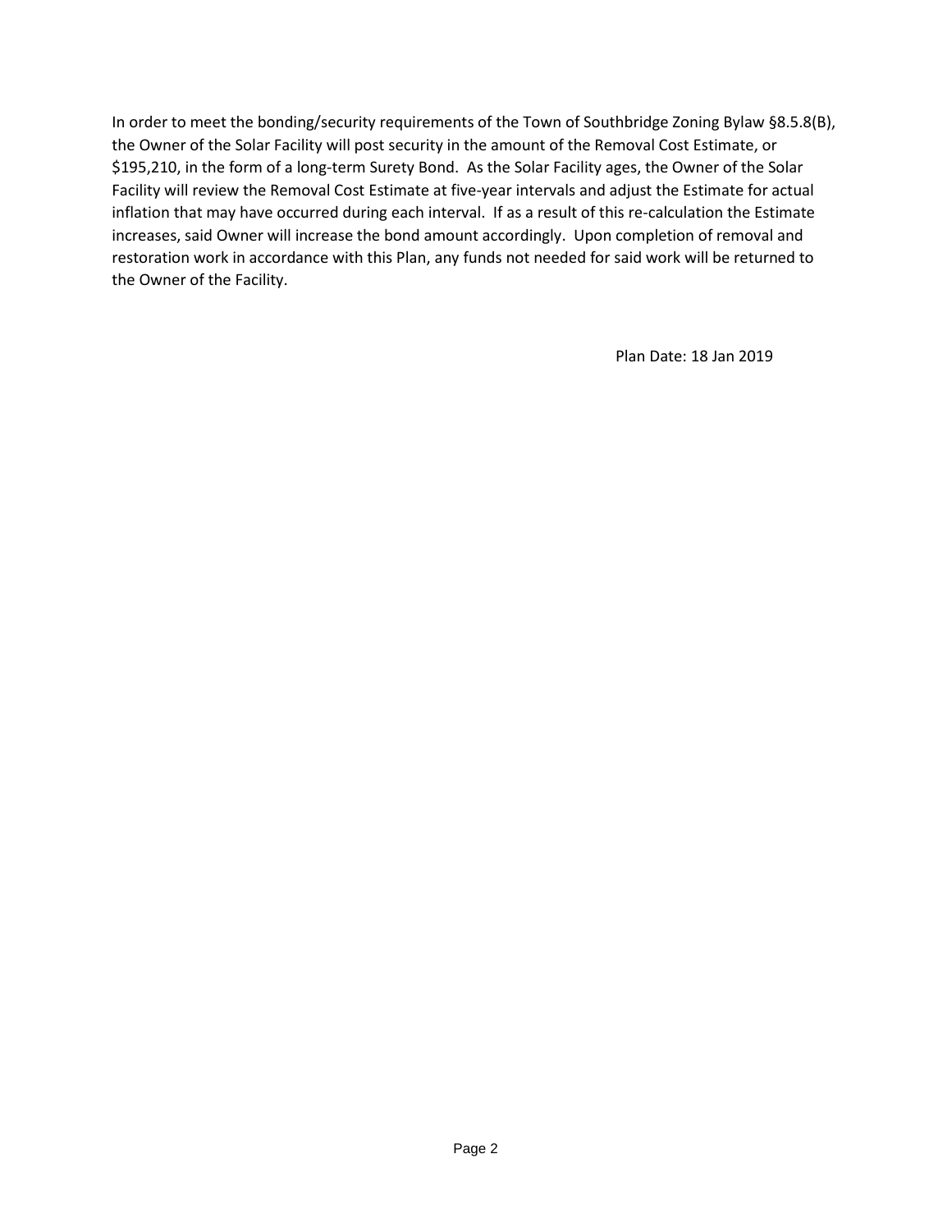In order to meet the bonding/security requirements of the Town of Southbridge Zoning Bylaw §8.5.8(B), the Owner of the Solar Facility will post security in the amount of the Removal Cost Estimate, or $195,210, in the form of a long-term Surety Bond. As the Solar Facility ages, the Owner of the Solar Facility will review the Removal Cost Estimate at five-year intervals and adjust the Estimate for actual inflation that may have occurred during each interval. If as a result of this re-calculation the Estimate increases, said Owner will increase the bond amount accordingly. Upon completion of removal and restoration work in accordance with this Plan, any funds not needed for said work will be returned to the Owner of the Facility.

Plan Date: 18 Jan 2019